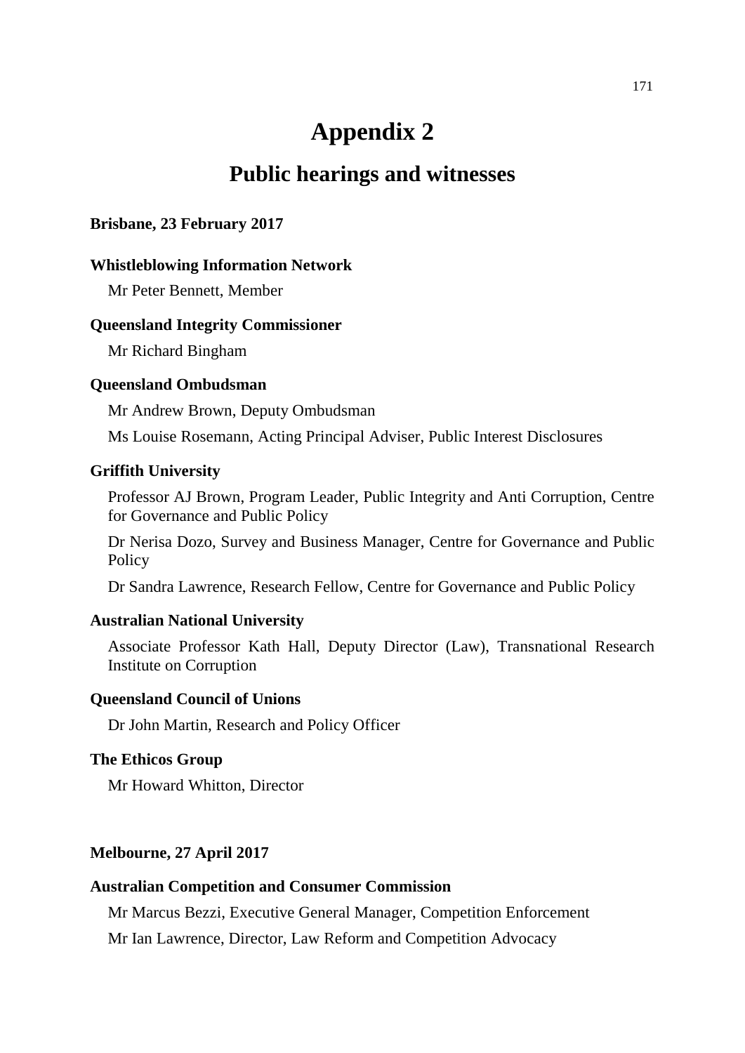# Appendix 2

## Public hearings and witnesses

**Brisbane, 23 February 2017**

**Whistleblowing Information Network**

Mr Peter Bennett, Member

**Queensland Integrity Commissioner**

Mr Richard Bingham

**Queensland Ombudsman**

Mr Andrew Brown, Deputy Ombudsman

Ms Louise Rosemann, Acting Principal Adviser, Public Interest Disclosures

**Griffith University**

Professor AJ Brown, Program Leader, Public Integrity and Anti Corruption, Centre for Governance and Public Policy

Dr Nerisa Dozo, Survey and Business Manager, Centre for Governance and Public Policy

Dr Sandra Lawrence, Research Fellow, Centre for Governance and Public Policy

**Australian National University**

Associate Professor Kath Hall, Deputy Director (Law), Transnational Research Institute on Corruption

**Queensland Council of Unions**

Dr John Martin, Research and Policy Officer

**The Ethicos Group**

Mr Howard Whitton, Director

**Melbourne, 27 April 2017**

**Australian Competition and Consumer Commission**

Mr Marcus Bezzi, Executive General Manager, Competition Enforcement

Mr Ian Lawrence, Director, Law Reform and Competition Advocacy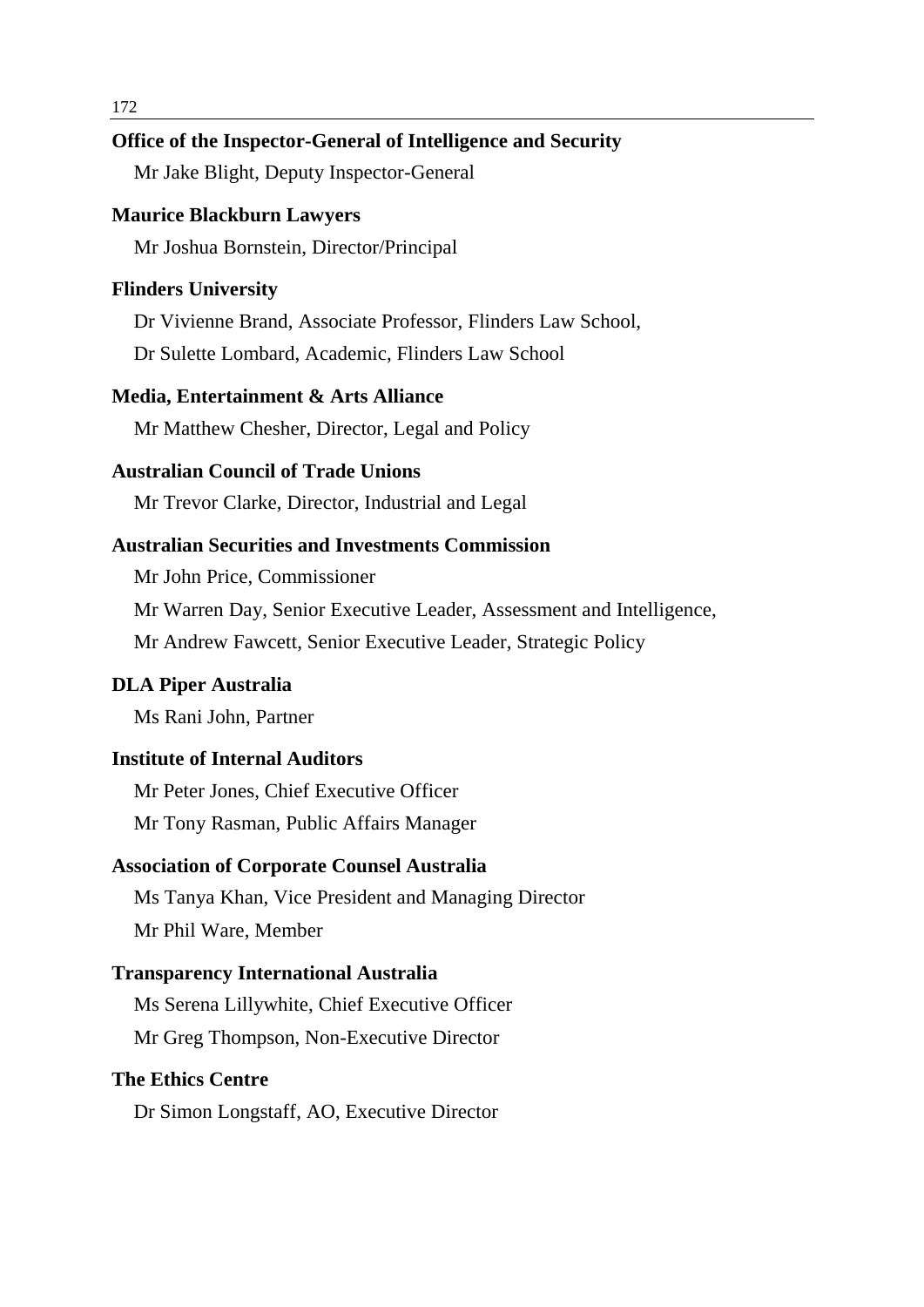**Office of the Inspector-General of Intelligence and Security**

Mr Jake Blight, Deputy Inspector-General

**Maurice Blackburn Lawyers**

Mr Joshua Bornstein, Director/Principal

**Flinders University**

Dr Vivienne Brand, Associate Professor, Flinders Law School,

Dr Sulette Lombard, Academic, Flinders Law School

**Media, Entertainment & Arts Alliance**

Mr Matthew Chesher, Director, Legal and Policy

**Australian Council of Trade Unions**

Mr Trevor Clarke, Director, Industrial and Legal

**Australian Securities and Investments Commission**

Mr John Price, Commissioner

Mr Warren Day, Senior Executive Leader, Assessment and Intelligence,

Mr Andrew Fawcett, Senior Executive Leader, Strategic Policy

**DLA Piper Australia**

Ms Rani John, Partner

**Institute of Internal Auditors**

Mr Peter Jones, Chief Executive Officer

Mr Tony Rasman, Public Affairs Manager

**Association of Corporate Counsel Australia**

Ms Tanya Khan, Vice President and Managing Director

Mr Phil Ware, Member

**Transparency International Australia**

Ms Serena Lillywhite, Chief Executive Officer

Mr Greg Thompson, Non-Executive Director

**The Ethics Centre**

Dr Simon Longstaff, AO, Executive Director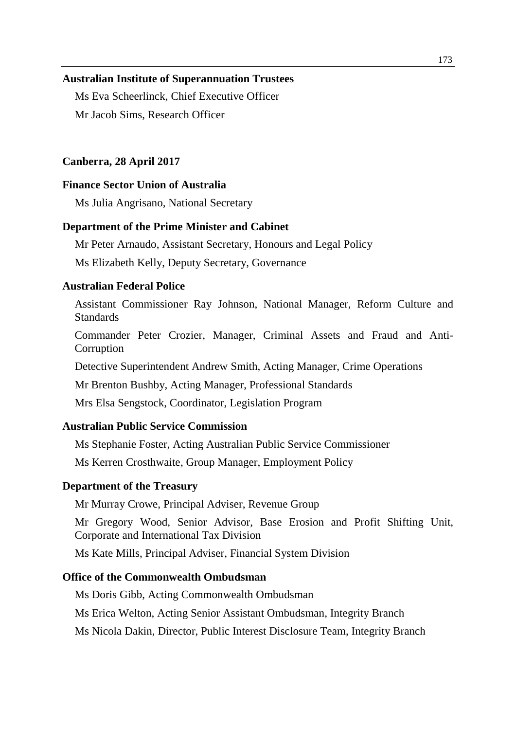**Australian Institute of Superannuation Trustees**

Ms Eva Scheerlinck, Chief Executive Officer

Mr Jacob Sims, Research Officer

**Canberra, 28 April 2017**

**Finance Sector Union of Australia**

Ms Julia Angrisano, National Secretary

**Department of the Prime Minister and Cabinet**

Mr Peter Arnaudo, Assistant Secretary, Honours and Legal Policy

Ms Elizabeth Kelly, Deputy Secretary, Governance

**Australian Federal Police**

Assistant Commissioner Ray Johnson, National Manager, Reform Culture and Standards

Commander Peter Crozier, Manager, Criminal Assets and Fraud and Anti-Corruption

Detective Superintendent Andrew Smith, Acting Manager, Crime Operations

Mr Brenton Bushby, Acting Manager, Professional Standards

Mrs Elsa Sengstock, Coordinator, Legislation Program

**Australian Public Service Commission**

Ms Stephanie Foster, Acting Australian Public Service Commissioner

Ms Kerren Crosthwaite, Group Manager, Employment Policy

**Department of the Treasury**

Mr Murray Crowe, Principal Adviser, Revenue Group

Mr Gregory Wood, Senior Advisor, Base Erosion and Profit Shifting Unit, Corporate and International Tax Division

Ms Kate Mills, Principal Adviser, Financial System Division

**Office of the Commonwealth Ombudsman**

Ms Doris Gibb, Acting Commonwealth Ombudsman

Ms Erica Welton, Acting Senior Assistant Ombudsman, Integrity Branch

Ms Nicola Dakin, Director, Public Interest Disclosure Team, Integrity Branch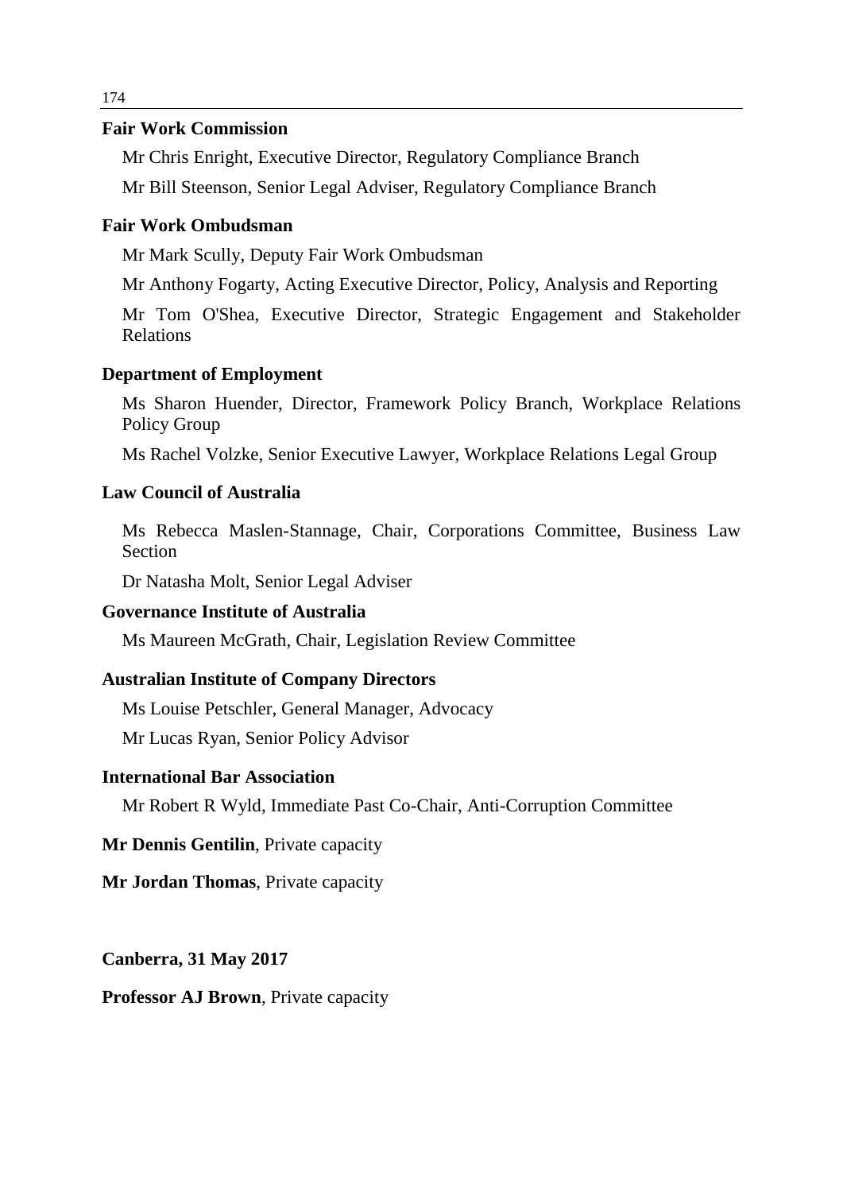**Fair Work Commission**

Mr Chris Enright, Executive Director, Regulatory Compliance Branch

Mr Bill Steenson, Senior Legal Adviser, Regulatory Compliance Branch

**Fair Work Ombudsman**

Mr Mark Scully, Deputy Fair Work Ombudsman

Mr Anthony Fogarty, Acting Executive Director, Policy, Analysis and Reporting

Mr Tom O'Shea, Executive Director, Strategic Engagement and Stakeholder Relations

**Department of Employment**

Ms Sharon Huender, Director, Framework Policy Branch, Workplace Relations Policy Group

Ms Rachel Volzke, Senior Executive Lawyer, Workplace Relations Legal Group

**Law Council of Australia**

Ms Rebecca Maslen-Stannage, Chair, Corporations Committee, Business Law Section

Dr Natasha Molt, Senior Legal Adviser

**Governance Institute of Australia**

Ms Maureen McGrath, Chair, Legislation Review Committee

**Australian Institute of Company Directors**

Ms Louise Petschler, General Manager, Advocacy

Mr Lucas Ryan, Senior Policy Advisor

**International Bar Association**

Mr Robert R Wyld, Immediate Past Co-Chair, Anti-Corruption Committee

**Mr Dennis Gentilin**, Private capacity

**Mr Jordan Thomas**, Private capacity

**Canberra, 31 May 2017**

**Professor AJ Brown**, Private capacity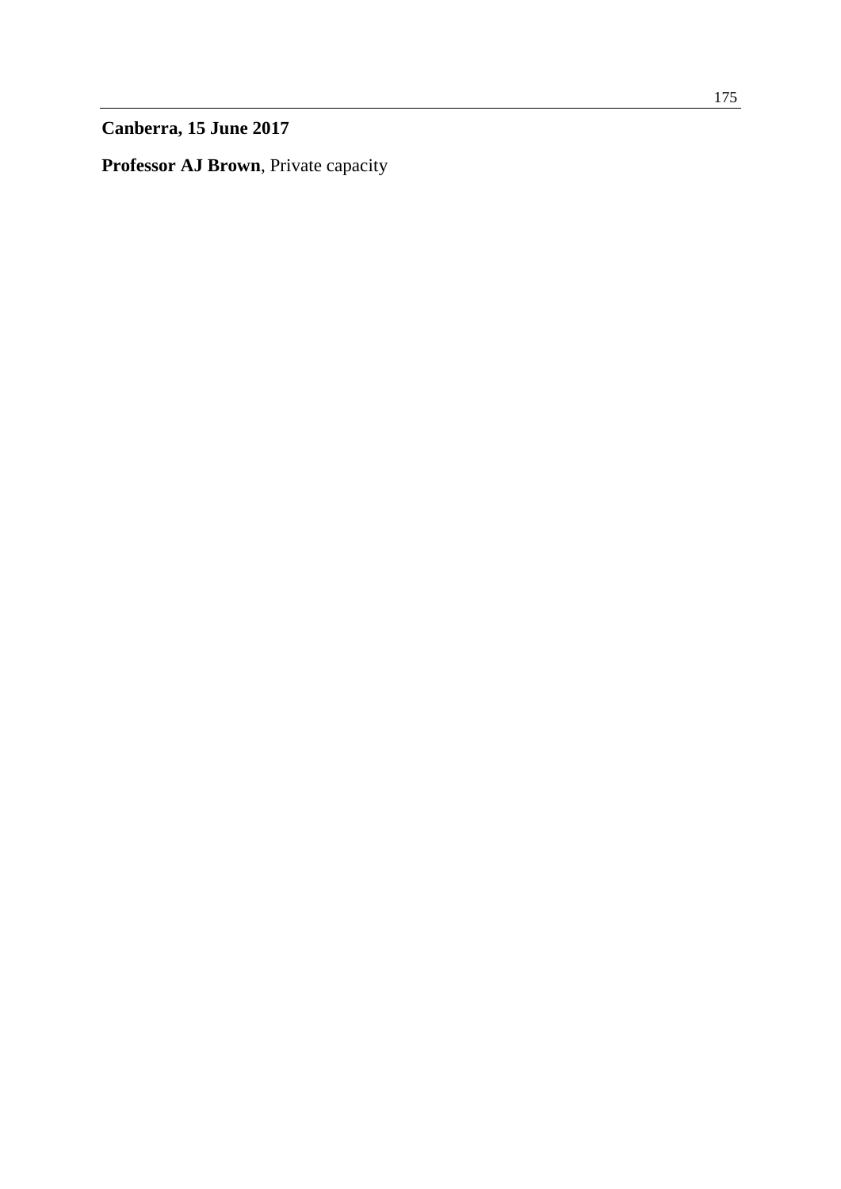**Canberra, 15 June 2017**

**Professor AJ Brown**, Private capacity